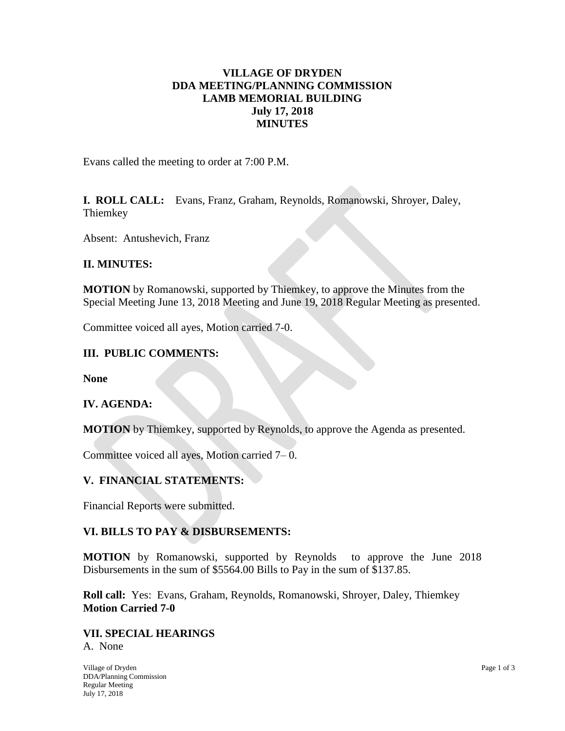# VILLAGE OF DRYDEN
# DDA MEETING/PLANNING COMMISSION
# LAMB MEMORIAL BUILDING
# July 17, 2018
# MINUTES

Evans called the meeting to order at 7:00 P.M.

**I. ROLL CALL:** Evans, Franz, Graham, Reynolds, Romanowski, Shroyer, Daley, Thiemkey

Absent: Antushevich, Franz

## II. MINUTES:

**MOTION** by Romanowski, supported by Thiemkey, to approve the Minutes from the Special Meeting June 13, 2018 Meeting and June 19, 2018 Regular Meeting as presented.

Committee voiced all ayes, Motion carried 7-0.

## III. PUBLIC COMMENTS:

**None**

## IV. AGENDA:

**MOTION** by Thiemkey, supported by Reynolds, to approve the Agenda as presented.

Committee voiced all ayes, Motion carried 7– 0.

## V. FINANCIAL STATEMENTS:

Financial Reports were submitted.

## VI. BILLS TO PAY & DISBURSEMENTS:

**MOTION** by Romanowski, supported by Reynolds to approve the June 2018 Disbursements in the sum of $5564.00 Bills to Pay in the sum of $137.85.

**Roll call:** Yes: Evans, Graham, Reynolds, Romanowski, Shroyer, Daley, Thiemkey
**Motion Carried 7-0**

## VII. SPECIAL HEARINGS

A. None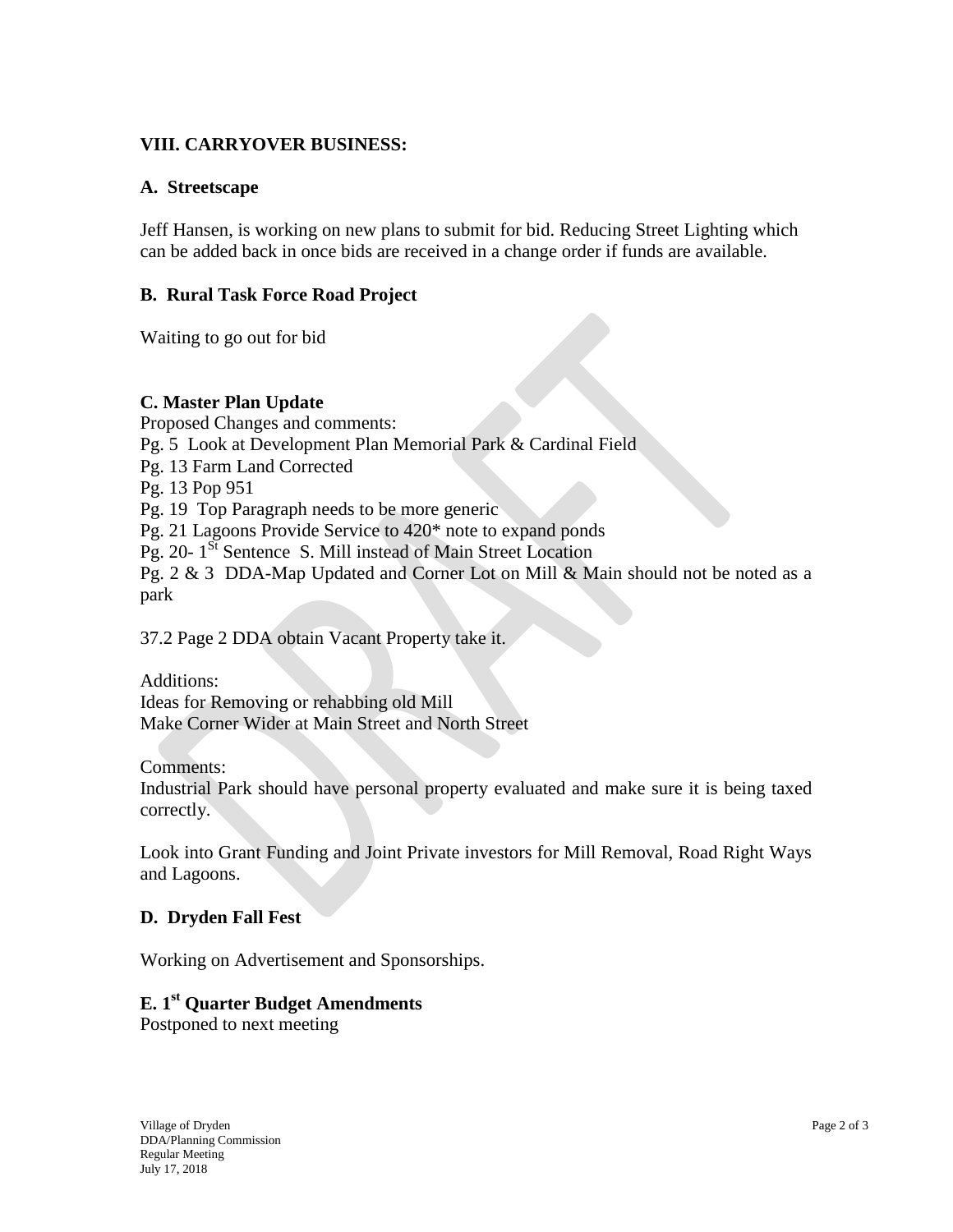## VIII. CARRYOVER BUSINESS:

### A. Streetscape

Jeff Hansen, is working on new plans to submit for bid. Reducing Street Lighting which can be added back in once bids are received in a change order if funds are available.

### B. Rural Task Force Road Project

Waiting to go out for bid

### C. Master Plan Update

Proposed Changes and comments:
Pg. 5 Look at Development Plan Memorial Park & Cardinal Field
Pg. 13 Farm Land Corrected
Pg. 13 Pop 951
Pg. 19 Top Paragraph needs to be more generic
Pg. 21 Lagoons Provide Service to 420* note to expand ponds
Pg. 20- 1St Sentence S. Mill instead of Main Street Location
Pg. 2 & 3 DDA-Map Updated and Corner Lot on Mill & Main should not be noted as a park

37.2 Page 2 DDA obtain Vacant Property take it.

Additions:
Ideas for Removing or rehabbing old Mill
Make Corner Wider at Main Street and North Street

Comments:
Industrial Park should have personal property evaluated and make sure it is being taxed correctly.

Look into Grant Funding and Joint Private investors for Mill Removal, Road Right Ways and Lagoons.

### D. Dryden Fall Fest

Working on Advertisement and Sponsorships.

### E. 1st Quarter Budget Amendments

Postponed to next meeting

Village of Dryden
DDA/Planning Commission
Regular Meeting
July 17, 2018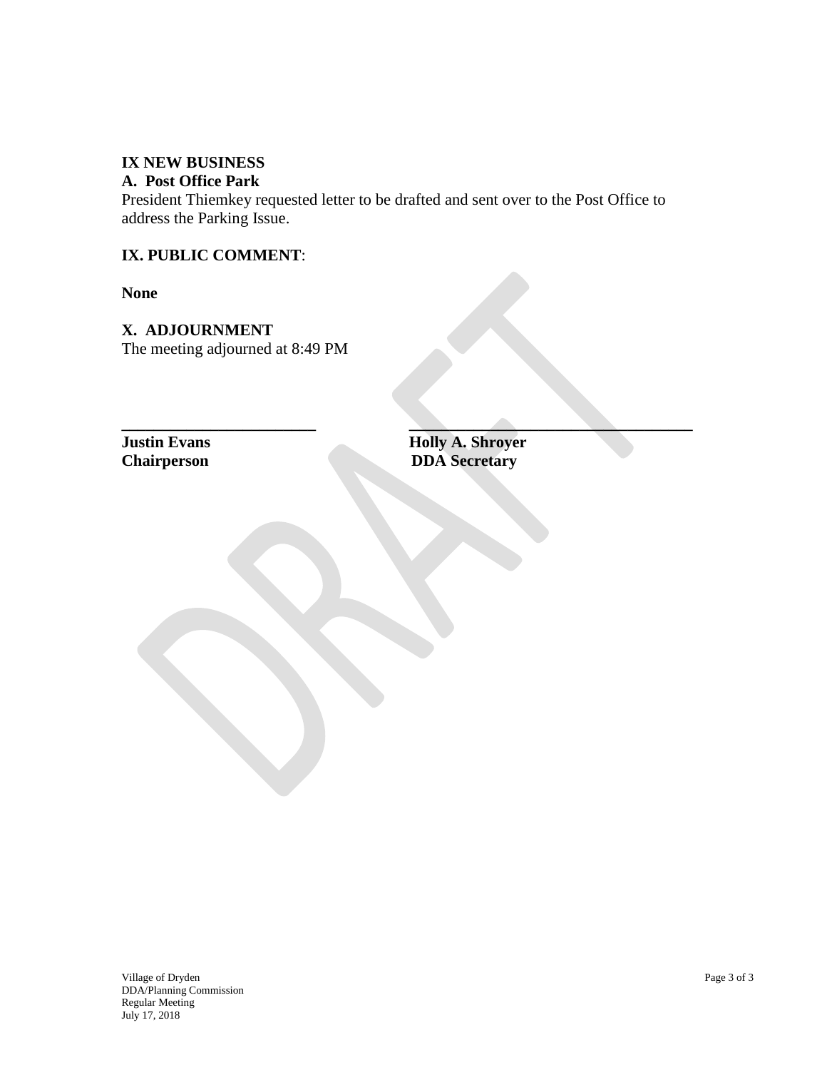## IX NEW BUSINESS

### A. Post Office Park

President Thiemkey requested letter to be drafted and sent over to the Post Office to address the Parking Issue.

## IX. PUBLIC COMMENT:

**None**

## X. ADJOURNMENT

The meeting adjourned at 8:49 PM

| | |
|---|---|
| ________________________ | ___________________________________ |
| **Justin Evans** | **Holly A. Shroyer** |
| **Chairperson** | **DDA Secretary** |

DRAFT